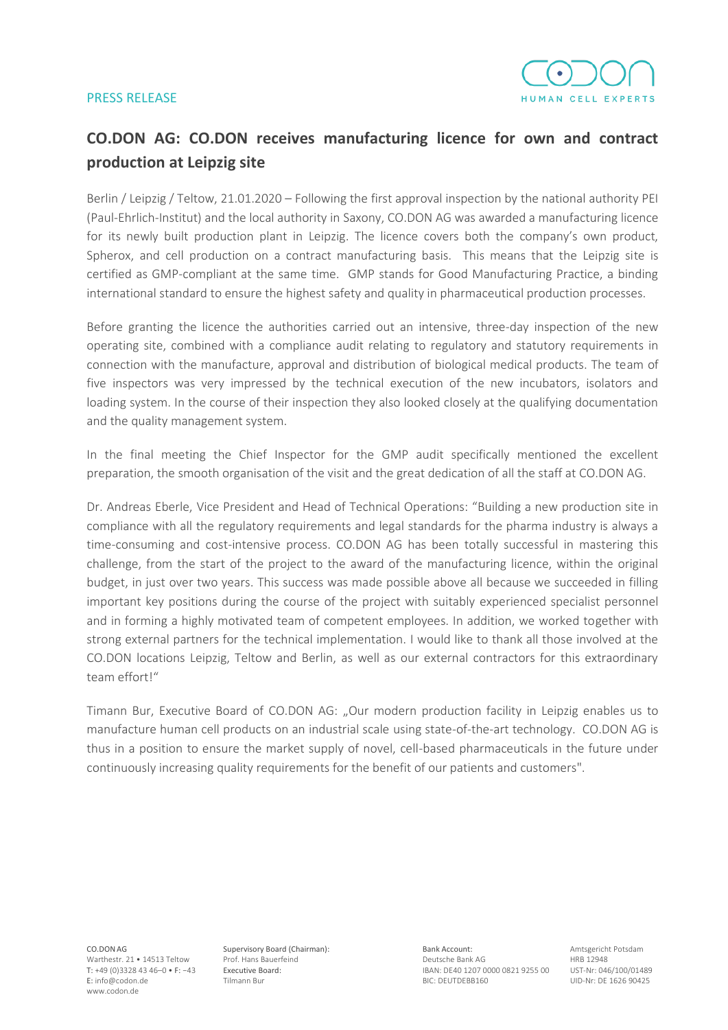PRESS RELEASE

# CO.DON AG: CO.DON receives manufacturing licence for own and contract production at Leipzig site

Berlin / Leipzig / Teltow, 21.01.2020 – Following the first approval inspection by the national authority PEI (Paul-Ehrlich-Institut) and the local authority in Saxony, CO.DON AG was awarded a manufacturing licence for its newly built production plant in Leipzig. The licence covers both the company's own product, Spherox, and cell production on a contract manufacturing basis. This means that the Leipzig site is certified as GMP-compliant at the same time. GMP stands for Good Manufacturing Practice, a binding international standard to ensure the highest safety and quality in pharmaceutical production processes.

Before granting the licence the authorities carried out an intensive, three-day inspection of the new operating site, combined with a compliance audit relating to regulatory and statutory requirements in connection with the manufacture, approval and distribution of biological medical products. The team of five inspectors was very impressed by the technical execution of the new incubators, isolators and loading system. In the course of their inspection they also looked closely at the qualifying documentation and the quality management system.

In the final meeting the Chief Inspector for the GMP audit specifically mentioned the excellent preparation, the smooth organisation of the visit and the great dedication of all the staff at CO.DON AG.

Dr. Andreas Eberle, Vice President and Head of Technical Operations: "Building a new production site in compliance with all the regulatory requirements and legal standards for the pharma industry is always a time-consuming and cost-intensive process. CO.DON AG has been totally successful in mastering this challenge, from the start of the project to the award of the manufacturing licence, within the original budget, in just over two years. This success was made possible above all because we succeeded in filling important key positions during the course of the project with suitably experienced specialist personnel and in forming a highly motivated team of competent employees. In addition, we worked together with strong external partners for the technical implementation. I would like to thank all those involved at the CO.DON locations Leipzig, Teltow and Berlin, as well as our external contractors for this extraordinary team effort!"

Timann Bur, Executive Board of CO.DON AG: „Our modern production facility in Leipzig enables us to manufacture human cell products on an industrial scale using state-of-the-art technology. CO.DON AG is thus in a position to ensure the market supply of novel, cell-based pharmaceuticals in the future under continuously increasing quality requirements for the benefit of our patients and customers".

CO.DON AG
Warthestr. 21 • 14513 Teltow
T: +49 (0)3328 43 46–0 • F: –43
E: info@codon.de
www.codon.de

Supervisory Board (Chairman):
Prof. Hans Bauerfeind
Executive Board:
Tilmann Bur

Bank Account:
Deutsche Bank AG
IBAN: DE40 1207 0000 0821 9255 00
BIC: DEUTDEBB160

Amtsgericht Potsdam
HRB 12948
UST-Nr: 046/100/01489
UID-Nr: DE 1626 90425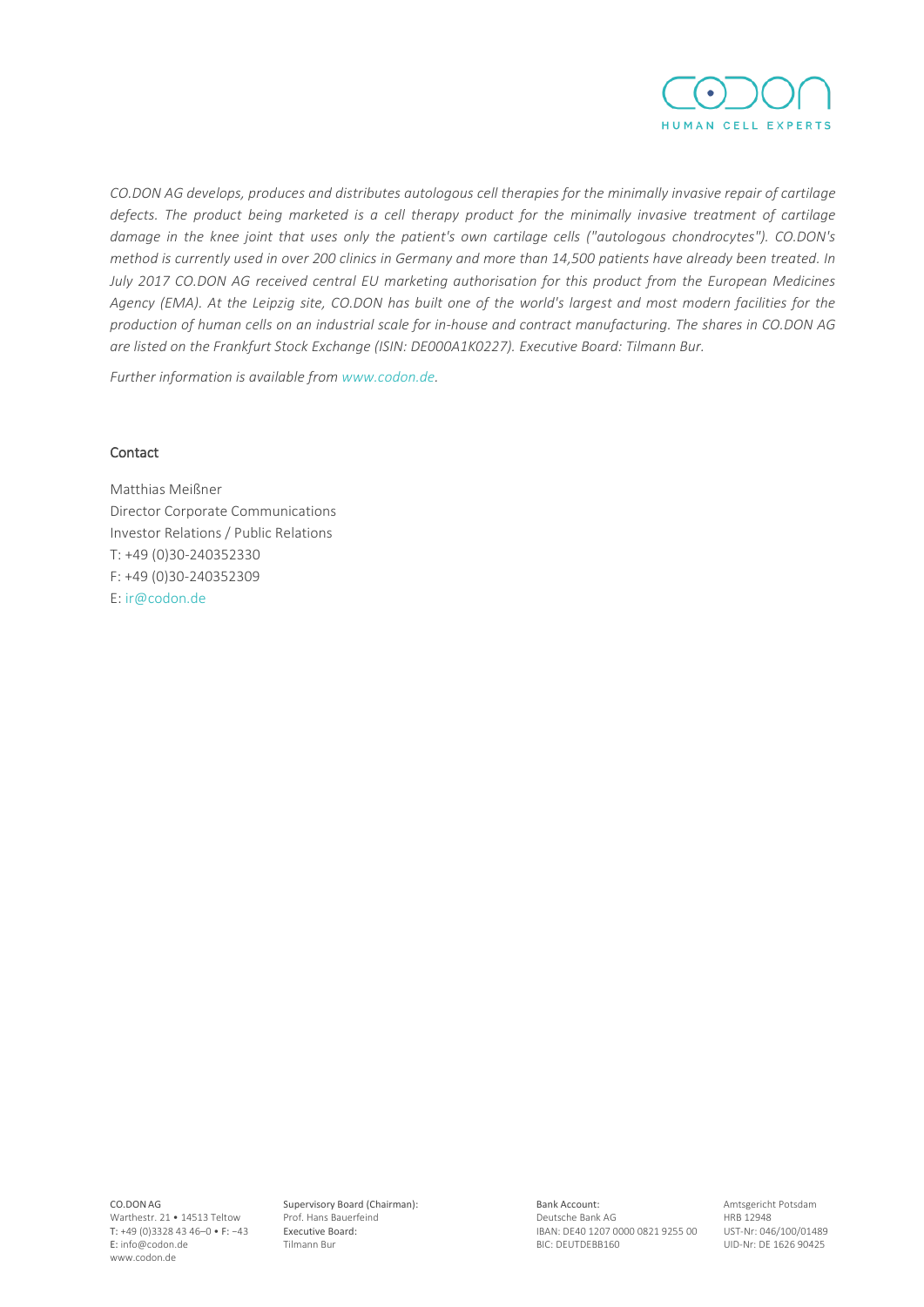*CO.DON AG develops, produces and distributes autologous cell therapies for the minimally invasive repair of cartilage defects. The product being marketed is a cell therapy product for the minimally invasive treatment of cartilage damage in the knee joint that uses only the patient's own cartilage cells ("autologous chondrocytes"). CO.DON's method is currently used in over 200 clinics in Germany and more than 14,500 patients have already been treated. In July 2017 CO.DON AG received central EU marketing authorisation for this product from the European Medicines Agency (EMA). At the Leipzig site, CO.DON has built one of the world's largest and most modern facilities for the production of human cells on an industrial scale for in-house and contract manufacturing. The shares in CO.DON AG are listed on the Frankfurt Stock Exchange (ISIN: DE000A1K0227). Executive Board: Tilmann Bur.*

*Further information is available from www.codon.de.*

**Contact**

Matthias Meißner
Director Corporate Communications
Investor Relations / Public Relations
T: +49 (0)30-240352330
F: +49 (0)30-240352309
E: ir@codon.de